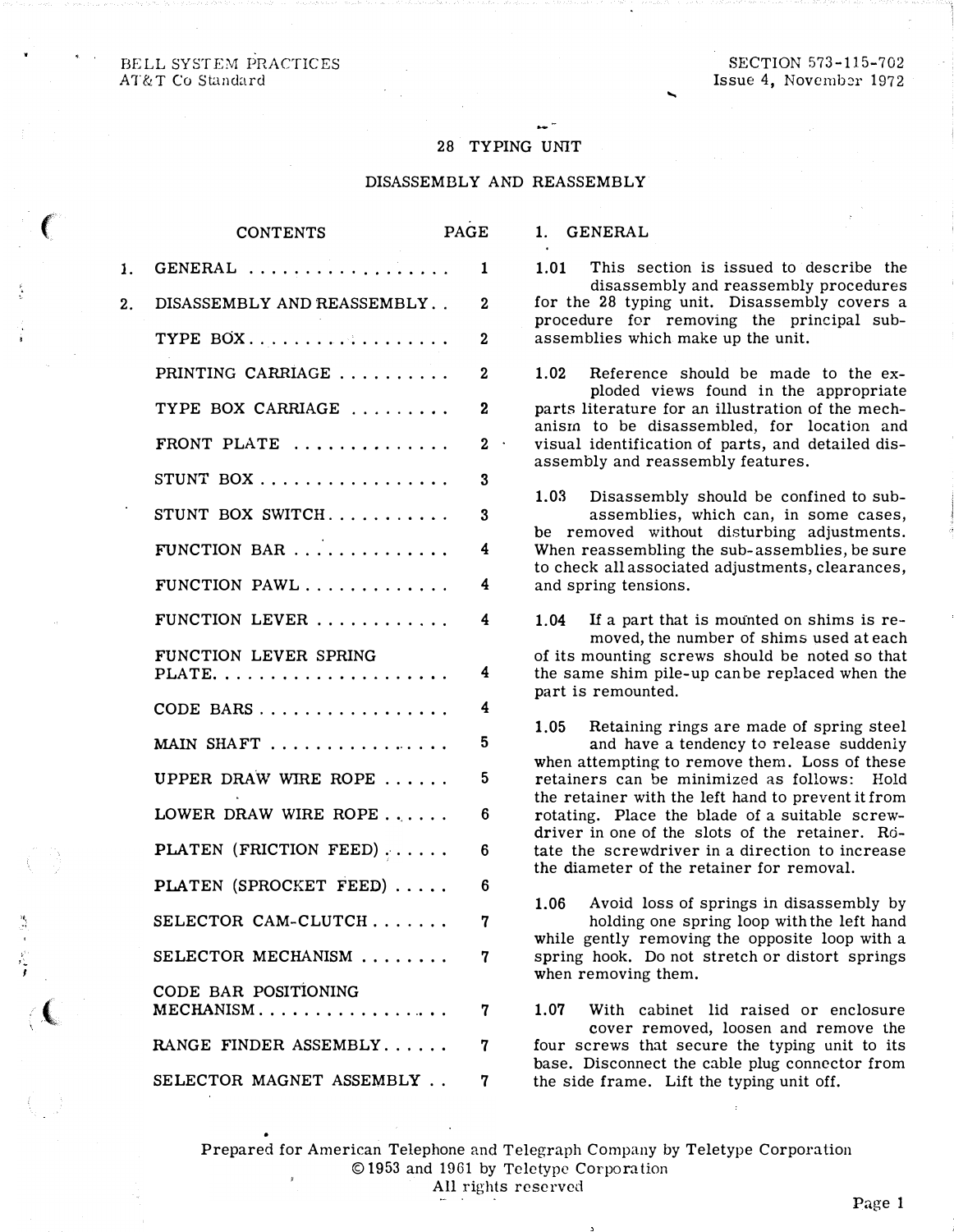BELL SYSTEM PRACTICES
AT&T Co Standard

SECTION 573-115-702
Issue 4, November 1972

# 28 TYPING UNIT

## DISASSEMBLY AND REASSEMBLY

| CONTENTS | PAGE |
|---|---|
| 1. GENERAL | 1 |
| 2. DISASSEMBLY AND REASSEMBLY | 2 |
| TYPE BOX | 2 |
| PRINTING CARRIAGE | 2 |
| TYPE BOX CARRIAGE | 2 |
| FRONT PLATE | 2 |
| STUNT BOX | 3 |
| STUNT BOX SWITCH | 3 |
| FUNCTION BAR | 4 |
| FUNCTION PAWL | 4 |
| FUNCTION LEVER | 4 |
| FUNCTION LEVER SPRING PLATE | 4 |
| CODE BARS | 4 |
| MAIN SHAFT | 5 |
| UPPER DRAW WIRE ROPE | 5 |
| LOWER DRAW WIRE ROPE | 6 |
| PLATEN (FRICTION FEED) | 6 |
| PLATEN (SPROCKET FEED) | 6 |
| SELECTOR CAM-CLUTCH | 7 |
| SELECTOR MECHANISM | 7 |
| CODE BAR POSITIONING MECHANISM | 7 |
| RANGE FINDER ASSEMBLY | 7 |
| SELECTOR MAGNET ASSEMBLY | 7 |

## 1. GENERAL

1.01 This section is issued to describe the disassembly and reassembly procedures for the 28 typing unit. Disassembly covers a procedure for removing the principal sub-assemblies which make up the unit.

1.02 Reference should be made to the exploded views found in the appropriate parts literature for an illustration of the mechanism to be disassembled, for location and visual identification of parts, and detailed disassembly and reassembly features.

1.03 Disassembly should be confined to sub-assemblies, which can, in some cases, be removed without disturbing adjustments. When reassembling the sub-assemblies, be sure to check all associated adjustments, clearances, and spring tensions.

1.04 If a part that is mounted on shims is removed, the number of shims used at each of its mounting screws should be noted so that the same shim pile-up can be replaced when the part is remounted.

1.05 Retaining rings are made of spring steel and have a tendency to release suddenly when attempting to remove them. Loss of these retainers can be minimized as follows: Hold the retainer with the left hand to prevent it from rotating. Place the blade of a suitable screwdriver in one of the slots of the retainer. Rotate the screwdriver in a direction to increase the diameter of the retainer for removal.

1.06 Avoid loss of springs in disassembly by holding one spring loop with the left hand while gently removing the opposite loop with a spring hook. Do not stretch or distort springs when removing them.

1.07 With cabinet lid raised or enclosure cover removed, loosen and remove the four screws that secure the typing unit to its base. Disconnect the cable plug connector from the side frame. Lift the typing unit off.

Prepared for American Telephone and Telegraph Company by Teletype Corporation
©1953 and 1961 by Teletype Corporation
All rights reserved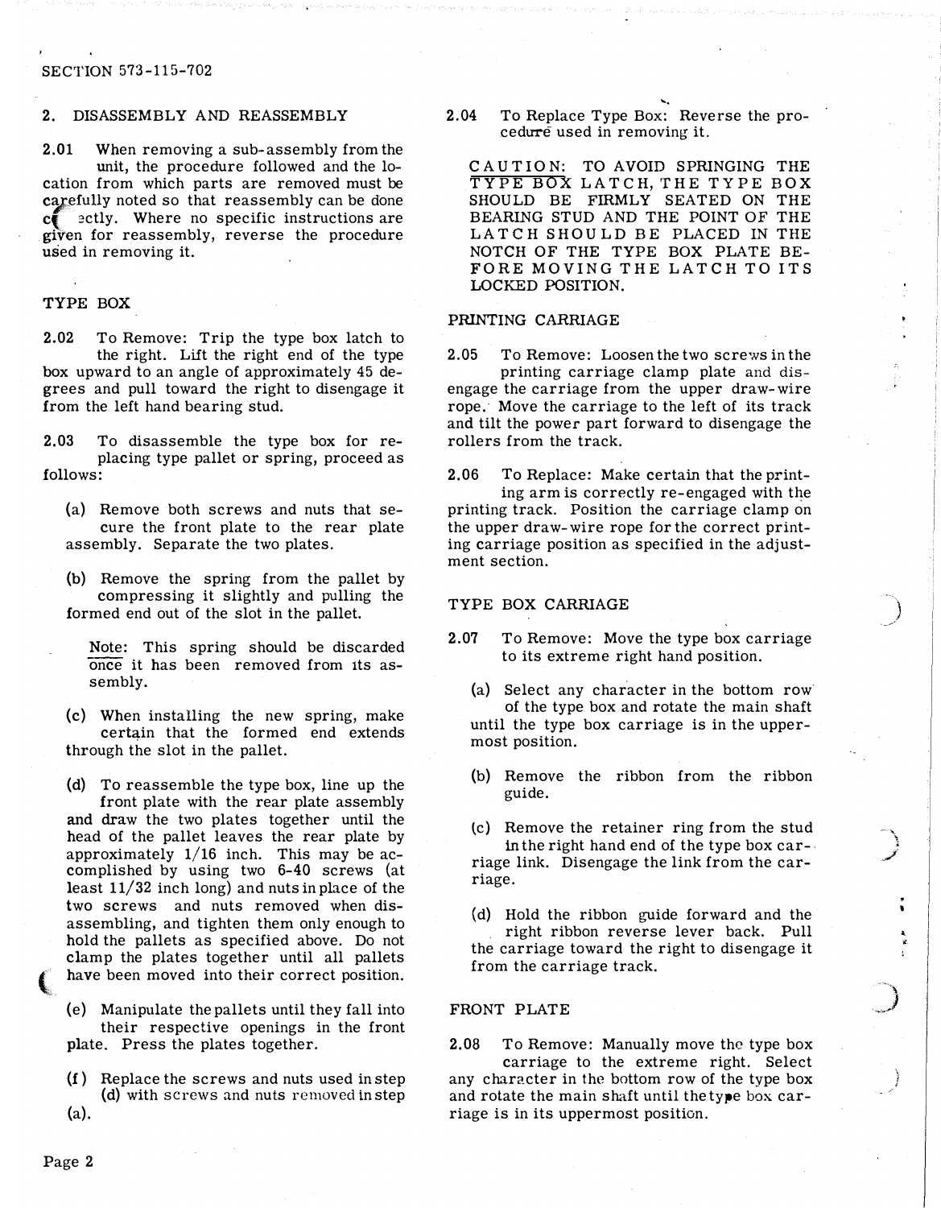## 2. DISASSEMBLY AND REASSEMBLY

2.01 When removing a sub-assembly from the unit, the procedure followed and the location from which parts are removed must be carefully noted so that reassembly can be done correctly. Where no specific instructions are given for reassembly, reverse the procedure used in removing it.

### TYPE BOX

2.02 To Remove: Trip the type box latch to the right. Lift the right end of the type box upward to an angle of approximately 45 degrees and pull toward the right to disengage it from the left hand bearing stud.

2.03 To disassemble the type box for replacing type pallet or spring, proceed as follows:

(a) Remove both screws and nuts that secure the front plate to the rear plate assembly. Separate the two plates.

(b) Remove the spring from the pallet by compressing it slightly and pulling the formed end out of the slot in the pallet.

Note: This spring should be discarded once it has been removed from its assembly.

(c) When installing the new spring, make certain that the formed end extends through the slot in the pallet.

(d) To reassemble the type box, line up the front plate with the rear plate assembly and draw the two plates together until the head of the pallet leaves the rear plate by approximately 1/16 inch. This may be accomplished by using two 6-40 screws (at least 11/32 inch long) and nuts in place of the two screws and nuts removed when disassembling, and tighten them only enough to hold the pallets as specified above. Do not clamp the plates together until all pallets have been moved into their correct position.

(e) Manipulate the pallets until they fall into their respective openings in the front plate. Press the plates together.

(f) Replace the screws and nuts used in step (d) with screws and nuts removed in step (a).

2.04 To Replace Type Box: Reverse the procedure used in removing it.

CAUTION: TO AVOID SPRINGING THE TYPE BOX LATCH, THE TYPE BOX SHOULD BE FIRMLY SEATED ON THE BEARING STUD AND THE POINT OF THE LATCH SHOULD BE PLACED IN THE NOTCH OF THE TYPE BOX PLATE BEFORE MOVING THE LATCH TO ITS LOCKED POSITION.

### PRINTING CARRIAGE

2.05 To Remove: Loosen the two screws in the printing carriage clamp plate and disengage the carriage from the upper draw-wire rope. Move the carriage to the left of its track and tilt the power part forward to disengage the rollers from the track.

2.06 To Replace: Make certain that the printing arm is correctly re-engaged with the printing track. Position the carriage clamp on the upper draw-wire rope for the correct printing carriage position as specified in the adjustment section.

### TYPE BOX CARRIAGE

2.07 To Remove: Move the type box carriage to its extreme right hand position.

(a) Select any character in the bottom row of the type box and rotate the main shaft until the type box carriage is in the uppermost position.

(b) Remove the ribbon from the ribbon guide.

(c) Remove the retainer ring from the stud in the right hand end of the type box carriage link. Disengage the link from the carriage.

(d) Hold the ribbon guide forward and the right ribbon reverse lever back. Pull the carriage toward the right to disengage it from the carriage track.

### FRONT PLATE

2.08 To Remove: Manually move the type box carriage to the extreme right. Select any character in the bottom row of the type box and rotate the main shaft until the type box carriage is in its uppermost position.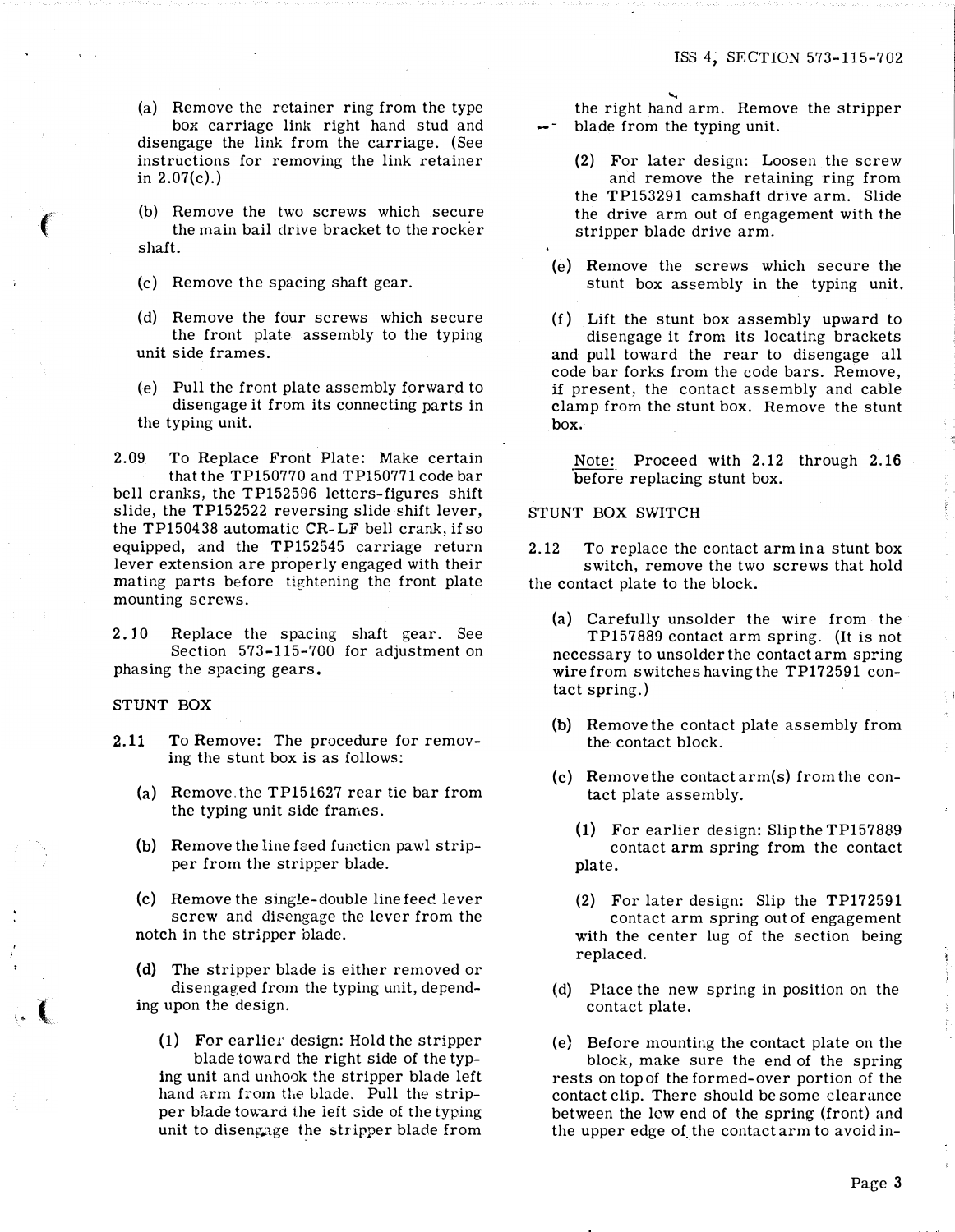(a) Remove the retainer ring from the type box carriage link right hand stud and disengage the link from the carriage. (See instructions for removing the link retainer in 2.07(c).)

(b) Remove the two screws which secure the main bail drive bracket to the rocker shaft.

(c) Remove the spacing shaft gear.

(d) Remove the four screws which secure the front plate assembly to the typing unit side frames.

(e) Pull the front plate assembly forward to disengage it from its connecting parts in the typing unit.

2.09 To Replace Front Plate: Make certain that the TP150770 and TP150771 code bar bell cranks, the TP152596 letters-figures shift slide, the TP152522 reversing slide shift lever, the TP150438 automatic CR-LF bell crank, if so equipped, and the TP152545 carriage return lever extension are properly engaged with their mating parts before tightening the front plate mounting screws.

2.10 Replace the spacing shaft gear. See Section 573-115-700 for adjustment on phasing the spacing gears.

## STUNT BOX

2.11 To Remove: The procedure for removing the stunt box is as follows:

(a) Remove the TP151627 rear tie bar from the typing unit side frames.

(b) Remove the line feed function pawl stripper from the stripper blade.

(c) Remove the single-double line feed lever screw and disengage the lever from the notch in the stripper blade.

(d) The stripper blade is either removed or disengaged from the typing unit, depending upon the design.

(1) For earlier design: Hold the stripper blade toward the right side of the typing unit and unhook the stripper blade left hand arm from the blade. Pull the stripper blade toward the left side of the typing unit to disengage the stripper blade from the right hand arm. Remove the stripper blade from the typing unit.

(2) For later design: Loosen the screw and remove the retaining ring from the TP153291 camshaft drive arm. Slide the drive arm out of engagement with the stripper blade drive arm.

(e) Remove the screws which secure the stunt box assembly in the typing unit.

(f) Lift the stunt box assembly upward to disengage it from its locating brackets and pull toward the rear to disengage all code bar forks from the code bars. Remove, if present, the contact assembly and cable clamp from the stunt box. Remove the stunt box.

Note: Proceed with 2.12 through 2.16 before replacing stunt box.

## STUNT BOX SWITCH

2.12 To replace the contact arm in a stunt box switch, remove the two screws that hold the contact plate to the block.

(a) Carefully unsolder the wire from the TP157889 contact arm spring. (It is not necessary to unsolder the contact arm spring wire from switches having the TP172591 contact spring.)

(b) Remove the contact plate assembly from the contact block.

(c) Remove the contact arm(s) from the contact plate assembly.

(1) For earlier design: Slip the TP157889 contact arm spring from the contact plate.

(2) For later design: Slip the TP172591 contact arm spring out of engagement with the center lug of the section being replaced.

(d) Place the new spring in position on the contact plate.

(e) Before mounting the contact plate on the block, make sure the end of the spring rests on top of the formed-over portion of the contact clip. There should be some clearance between the low end of the spring (front) and the upper edge of the contact arm to avoid in-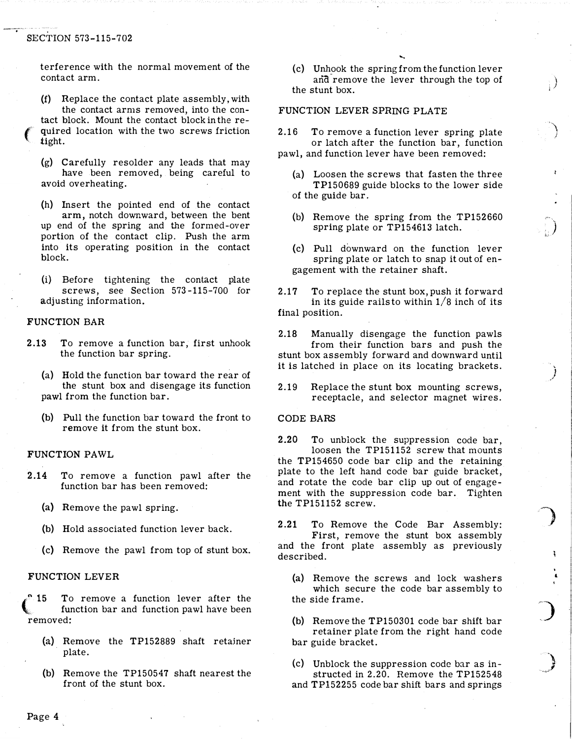terference with the normal movement of the contact arm.

(f) Replace the contact plate assembly, with the contact arms removed, into the contact block. Mount the contact block in the required location with the two screws friction tight.

(g) Carefully resolder any leads that may have been removed, being careful to avoid overheating.

(h) Insert the pointed end of the contact arm, notch downward, between the bent up end of the spring and the formed-over portion of the contact clip. Push the arm into its operating position in the contact block.

(i) Before tightening the contact plate screws, see Section 573-115-700 for adjusting information.

FUNCTION BAR

2.13 To remove a function bar, first unhook the function bar spring.

(a) Hold the function bar toward the rear of the stunt box and disengage its function pawl from the function bar.

(b) Pull the function bar toward the front to remove it from the stunt box.

FUNCTION PAWL

2.14 To remove a function pawl after the function bar has been removed:

(a) Remove the pawl spring.

(b) Hold associated function lever back.

(c) Remove the pawl from top of stunt box.

FUNCTION LEVER

2.15 To remove a function lever after the function bar and function pawl have been removed:

(a) Remove the TP152889 shaft retainer plate.

(b) Remove the TP150547 shaft nearest the front of the stunt box.

(c) Unhook the spring from the function lever and remove the lever through the top of the stunt box.

FUNCTION LEVER SPRING PLATE

2.16 To remove a function lever spring plate or latch after the function bar, function pawl, and function lever have been removed:

(a) Loosen the screws that fasten the three TP150689 guide blocks to the lower side of the guide bar.

(b) Remove the spring from the TP152660 spring plate or TP154613 latch.

(c) Pull downward on the function lever spring plate or latch to snap it out of engagement with the retainer shaft.

2.17 To replace the stunt box, push it forward in its guide rails to within 1/8 inch of its final position.

2.18 Manually disengage the function pawls from their function bars and push the stunt box assembly forward and downward until it is latched in place on its locating brackets.

2.19 Replace the stunt box mounting screws, receptacle, and selector magnet wires.

CODE BARS

2.20 To unblock the suppression code bar, loosen the TP151152 screw that mounts the TP154650 code bar clip and the retaining plate to the left hand code bar guide bracket, and rotate the code bar clip up out of engagement with the suppression code bar. Tighten the TP151152 screw.

2.21 To Remove the Code Bar Assembly: First, remove the stunt box assembly and the front plate assembly as previously described.

(a) Remove the screws and lock washers which secure the code bar assembly to the side frame.

(b) Remove the TP150301 code bar shift bar retainer plate from the right hand code bar guide bracket.

(c) Unblock the suppression code bar as instructed in 2.20. Remove the TP152548 and TP152255 code bar shift bars and springs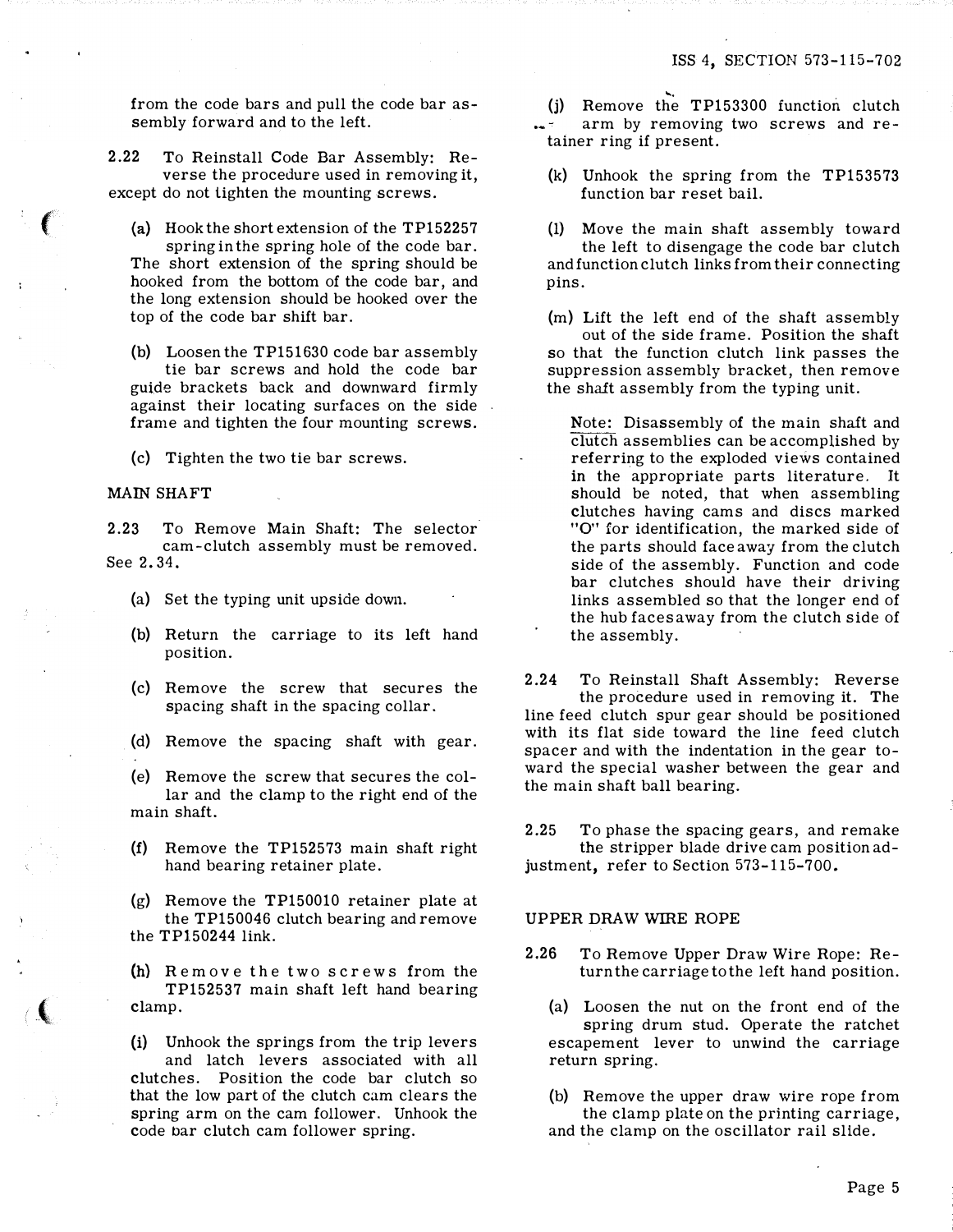from the code bars and pull the code bar assembly forward and to the left.

2.22 To Reinstall Code Bar Assembly: Reverse the procedure used in removing it, except do not tighten the mounting screws.

(a) Hook the short extension of the TP152257 spring in the spring hole of the code bar. The short extension of the spring should be hooked from the bottom of the code bar, and the long extension should be hooked over the top of the code bar shift bar.

(b) Loosen the TP151630 code bar assembly tie bar screws and hold the code bar guide brackets back and downward firmly against their locating surfaces on the side frame and tighten the four mounting screws.

(c) Tighten the two tie bar screws.

## MAIN SHAFT

2.23 To Remove Main Shaft: The selector cam-clutch assembly must be removed. See 2.34.

(a) Set the typing unit upside down.

(b) Return the carriage to its left hand position.

(c) Remove the screw that secures the spacing shaft in the spacing collar.

(d) Remove the spacing shaft with gear.

(e) Remove the screw that secures the collar and the clamp to the right end of the main shaft.

(f) Remove the TP152573 main shaft right hand bearing retainer plate.

(g) Remove the TP150010 retainer plate at the TP150046 clutch bearing and remove the TP150244 link.

(h) Remove the two screws from the TP152537 main shaft left hand bearing clamp.

(i) Unhook the springs from the trip levers and latch levers associated with all clutches. Position the code bar clutch so that the low part of the clutch cam clears the spring arm on the cam follower. Unhook the code bar clutch cam follower spring.

(j) Remove the TP153300 function clutch arm by removing two screws and retainer ring if present.

(k) Unhook the spring from the TP153573 function bar reset bail.

(l) Move the main shaft assembly toward the left to disengage the code bar clutch and function clutch links from their connecting pins.

(m) Lift the left end of the shaft assembly out of the side frame. Position the shaft so that the function clutch link passes the suppression assembly bracket, then remove the shaft assembly from the typing unit.

Note: Disassembly of the main shaft and clutch assemblies can be accomplished by referring to the exploded views contained in the appropriate parts literature. It should be noted, that when assembling clutches having cams and discs marked "O" for identification, the marked side of the parts should face away from the clutch side of the assembly. Function and code bar clutches should have their driving links assembled so that the longer end of the hub faces away from the clutch side of the assembly.

2.24 To Reinstall Shaft Assembly: Reverse the procedure used in removing it. The line feed clutch spur gear should be positioned with its flat side toward the line feed clutch spacer and with the indentation in the gear toward the special washer between the gear and the main shaft ball bearing.

2.25 To phase the spacing gears, and remake the stripper blade drive cam position adjustment, refer to Section 573-115-700.

## UPPER DRAW WIRE ROPE

2.26 To Remove Upper Draw Wire Rope: Return the carriage to the left hand position.

(a) Loosen the nut on the front end of the spring drum stud. Operate the ratchet escapement lever to unwind the carriage return spring.

(b) Remove the upper draw wire rope from the clamp plate on the printing carriage, and the clamp on the oscillator rail slide.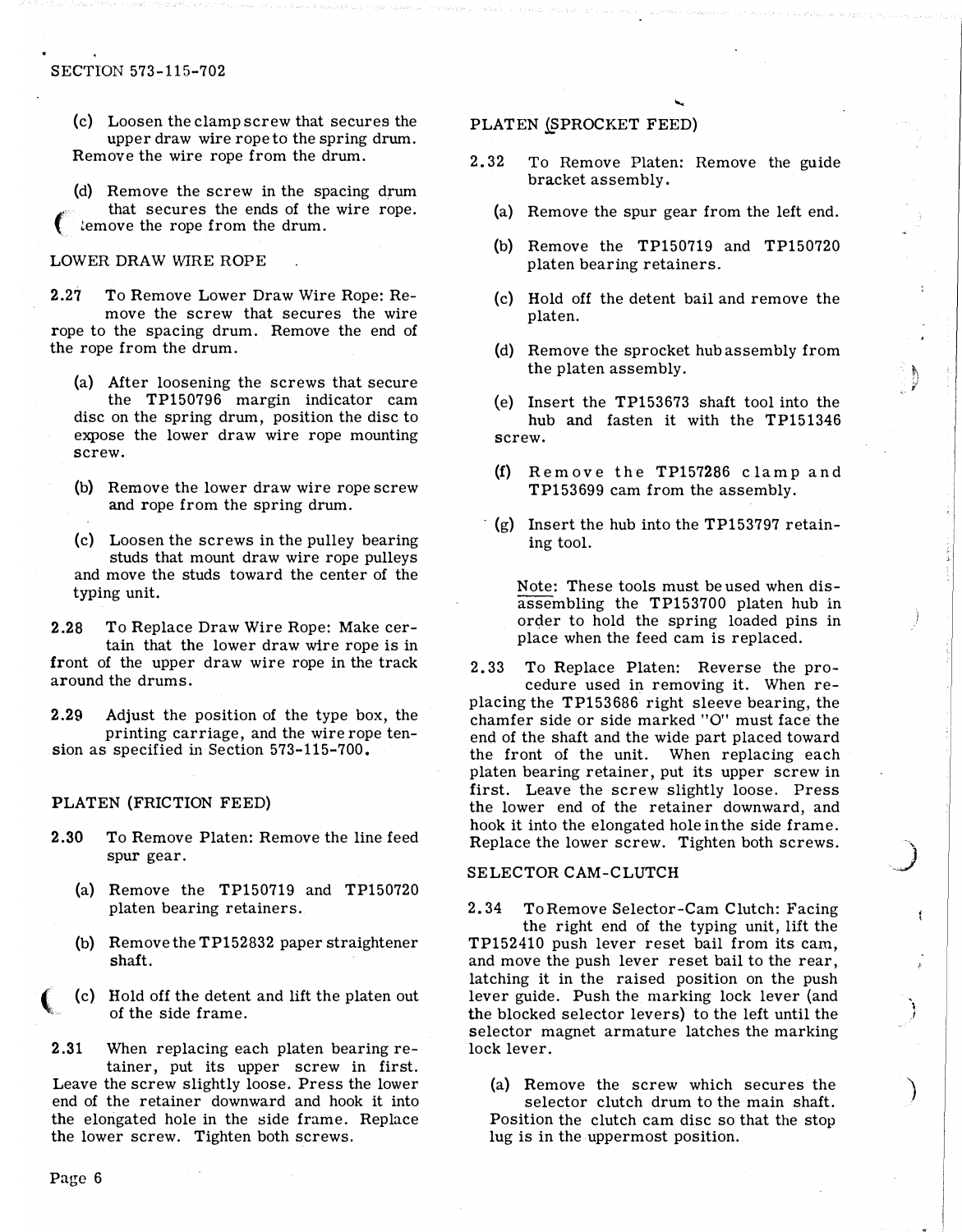(c) Loosen the clamp screw that secures the upper draw wire rope to the spring drum. Remove the wire rope from the drum.

(d) Remove the screw in the spacing drum that secures the ends of the wire rope. Remove the rope from the drum.

LOWER DRAW WIRE ROPE

2.27 To Remove Lower Draw Wire Rope: Remove the screw that secures the wire rope to the spacing drum. Remove the end of the rope from the drum.

(a) After loosening the screws that secure the TP150796 margin indicator cam disc on the spring drum, position the disc to expose the lower draw wire rope mounting screw.

(b) Remove the lower draw wire rope screw and rope from the spring drum.

(c) Loosen the screws in the pulley bearing studs that mount draw wire rope pulleys and move the studs toward the center of the typing unit.

2.28 To Replace Draw Wire Rope: Make certain that the lower draw wire rope is in front of the upper draw wire rope in the track around the drums.

2.29 Adjust the position of the type box, the printing carriage, and the wire rope tension as specified in Section 573-115-700.

PLATEN (FRICTION FEED)

2.30 To Remove Platen: Remove the line feed spur gear.

(a) Remove the TP150719 and TP150720 platen bearing retainers.

(b) Remove the TP152832 paper straightener shaft.

(c) Hold off the detent and lift the platen out of the side frame.

2.31 When replacing each platen bearing retainer, put its upper screw in first. Leave the screw slightly loose. Press the lower end of the retainer downward and hook it into the elongated hole in the side frame. Replace the lower screw. Tighten both screws.

PLATEN (SPROCKET FEED)

2.32 To Remove Platen: Remove the guide bracket assembly.

(a) Remove the spur gear from the left end.

(b) Remove the TP150719 and TP150720 platen bearing retainers.

(c) Hold off the detent bail and remove the platen.

(d) Remove the sprocket hub assembly from the platen assembly.

(e) Insert the TP153673 shaft tool into the hub and fasten it with the TP151346 screw.

(f) Remove the TP157286 clamp and TP153699 cam from the assembly.

(g) Insert the hub into the TP153797 retaining tool.

Note: These tools must be used when disassembling the TP153700 platen hub in order to hold the spring loaded pins in place when the feed cam is replaced.

2.33 To Replace Platen: Reverse the procedure used in removing it. When replacing the TP153686 right sleeve bearing, the chamfer side or side marked "O" must face the end of the shaft and the wide part placed toward the front of the unit. When replacing each platen bearing retainer, put its upper screw in first. Leave the screw slightly loose. Press the lower end of the retainer downward, and hook it into the elongated hole in the side frame. Replace the lower screw. Tighten both screws.

SELECTOR CAM-CLUTCH

2.34 To Remove Selector-Cam Clutch: Facing the right end of the typing unit, lift the TP152410 push lever reset bail from its cam, and move the push lever reset bail to the rear, latching it in the raised position on the push lever guide. Push the marking lock lever (and the blocked selector levers) to the left until the selector magnet armature latches the marking lock lever.

(a) Remove the screw which secures the selector clutch drum to the main shaft. Position the clutch cam disc so that the stop lug is in the uppermost position.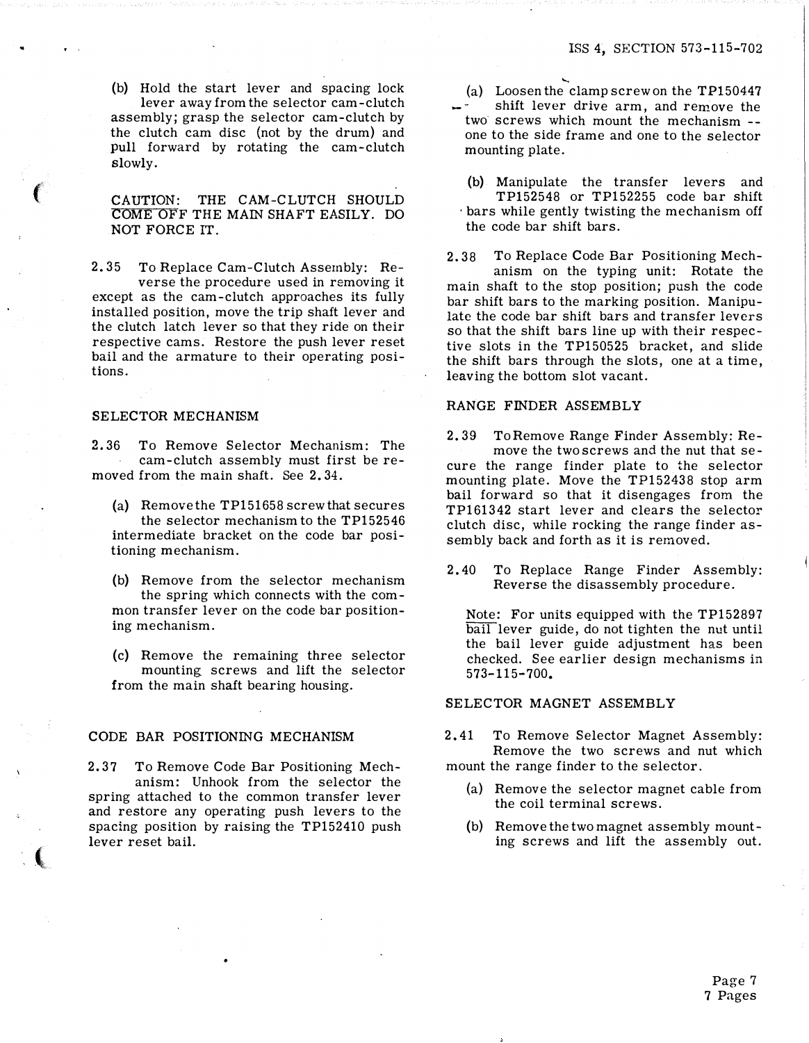(b) Hold the start lever and spacing lock lever away from the selector cam-clutch assembly; grasp the selector cam-clutch by the clutch cam disc (not by the drum) and pull forward by rotating the cam-clutch slowly.

CAUTION: THE CAM-CLUTCH SHOULD COME OFF THE MAIN SHAFT EASILY. DO NOT FORCE IT.

2.35 To Replace Cam-Clutch Assembly: Reverse the procedure used in removing it except as the cam-clutch approaches its fully installed position, move the trip shaft lever and the clutch latch lever so that they ride on their respective cams. Restore the push lever reset bail and the armature to their operating positions.

## SELECTOR MECHANISM

2.36 To Remove Selector Mechanism: The cam-clutch assembly must first be removed from the main shaft. See 2.34.

(a) Remove the TP151658 screw that secures the selector mechanism to the TP152546 intermediate bracket on the code bar positioning mechanism.

(b) Remove from the selector mechanism the spring which connects with the common transfer lever on the code bar positioning mechanism.

(c) Remove the remaining three selector mounting screws and lift the selector from the main shaft bearing housing.

## CODE BAR POSITIONING MECHANISM

2.37 To Remove Code Bar Positioning Mechanism: Unhook from the selector the spring attached to the common transfer lever and restore any operating push levers to the spacing position by raising the TP152410 push lever reset bail.

(a) Loosen the clamp screw on the TP150447 shift lever drive arm, and remove the two screws which mount the mechanism -- one to the side frame and one to the selector mounting plate.

(b) Manipulate the transfer levers and TP152548 or TP152255 code bar shift bars while gently twisting the mechanism off the code bar shift bars.

2.38 To Replace Code Bar Positioning Mechanism on the typing unit: Rotate the main shaft to the stop position; push the code bar shift bars to the marking position. Manipulate the code bar shift bars and transfer levers so that the shift bars line up with their respective slots in the TP150525 bracket, and slide the shift bars through the slots, one at a time, leaving the bottom slot vacant.

## RANGE FINDER ASSEMBLY

2.39 To Remove Range Finder Assembly: Remove the two screws and the nut that secure the range finder plate to the selector mounting plate. Move the TP152438 stop arm bail forward so that it disengages from the TP161342 start lever and clears the selector clutch disc, while rocking the range finder assembly back and forth as it is removed.

2.40 To Replace Range Finder Assembly: Reverse the disassembly procedure.

Note: For units equipped with the TP152897 bail lever guide, do not tighten the nut until the bail lever guide adjustment has been checked. See earlier design mechanisms in 573-115-700.

## SELECTOR MAGNET ASSEMBLY

2.41 To Remove Selector Magnet Assembly: Remove the two screws and nut which mount the range finder to the selector.

(a) Remove the selector magnet cable from the coil terminal screws.

(b) Remove the two magnet assembly mounting screws and lift the assembly out.